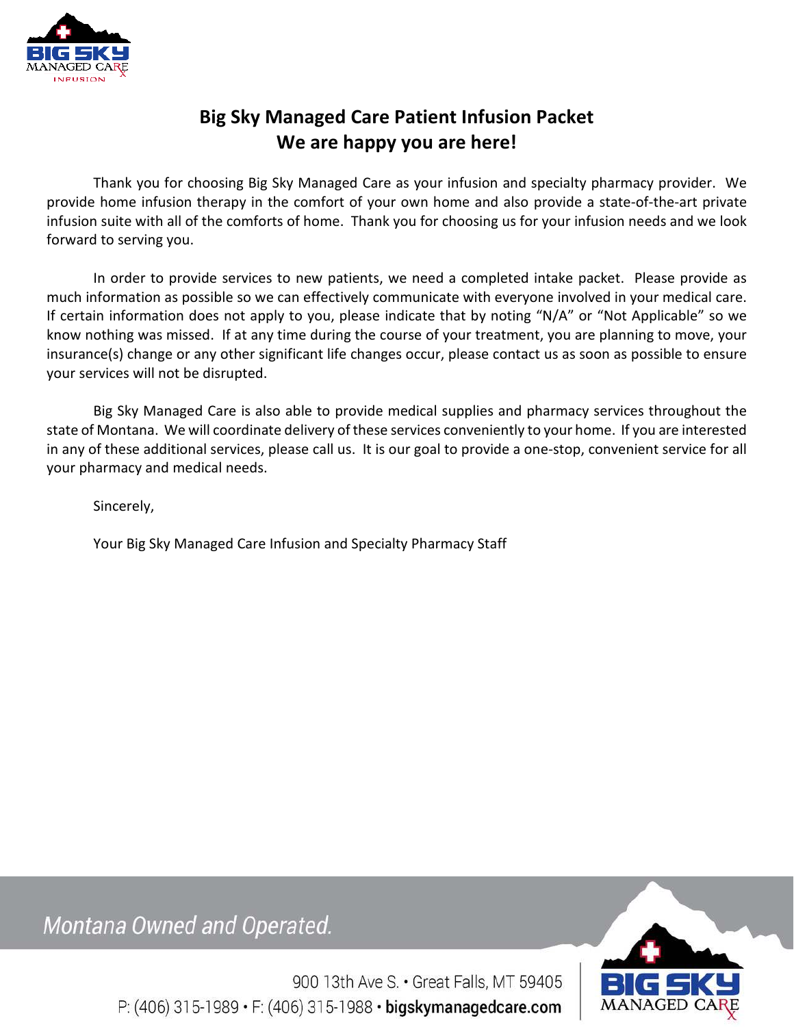# Big Sky Managed Care Patient Infusion Packet
## We are happy you are here!

Thank you for choosing Big Sky Managed Care as your infusion and specialty pharmacy provider. We provide home infusion therapy in the comfort of your own home and also provide a state-of-the-art private infusion suite with all of the comforts of home. Thank you for choosing us for your infusion needs and we look forward to serving you.

In order to provide services to new patients, we need a completed intake packet. Please provide as much information as possible so we can effectively communicate with everyone involved in your medical care. If certain information does not apply to you, please indicate that by noting "N/A" or "Not Applicable" so we know nothing was missed. If at any time during the course of your treatment, you are planning to move, your insurance(s) change or any other significant life changes occur, please contact us as soon as possible to ensure your services will not be disrupted.

Big Sky Managed Care is also able to provide medical supplies and pharmacy services throughout the state of Montana. We will coordinate delivery of these services conveniently to your home. If you are interested in any of these additional services, please call us. It is our goal to provide a one-stop, convenient service for all your pharmacy and medical needs.

Sincerely,

Your Big Sky Managed Care Infusion and Specialty Pharmacy Staff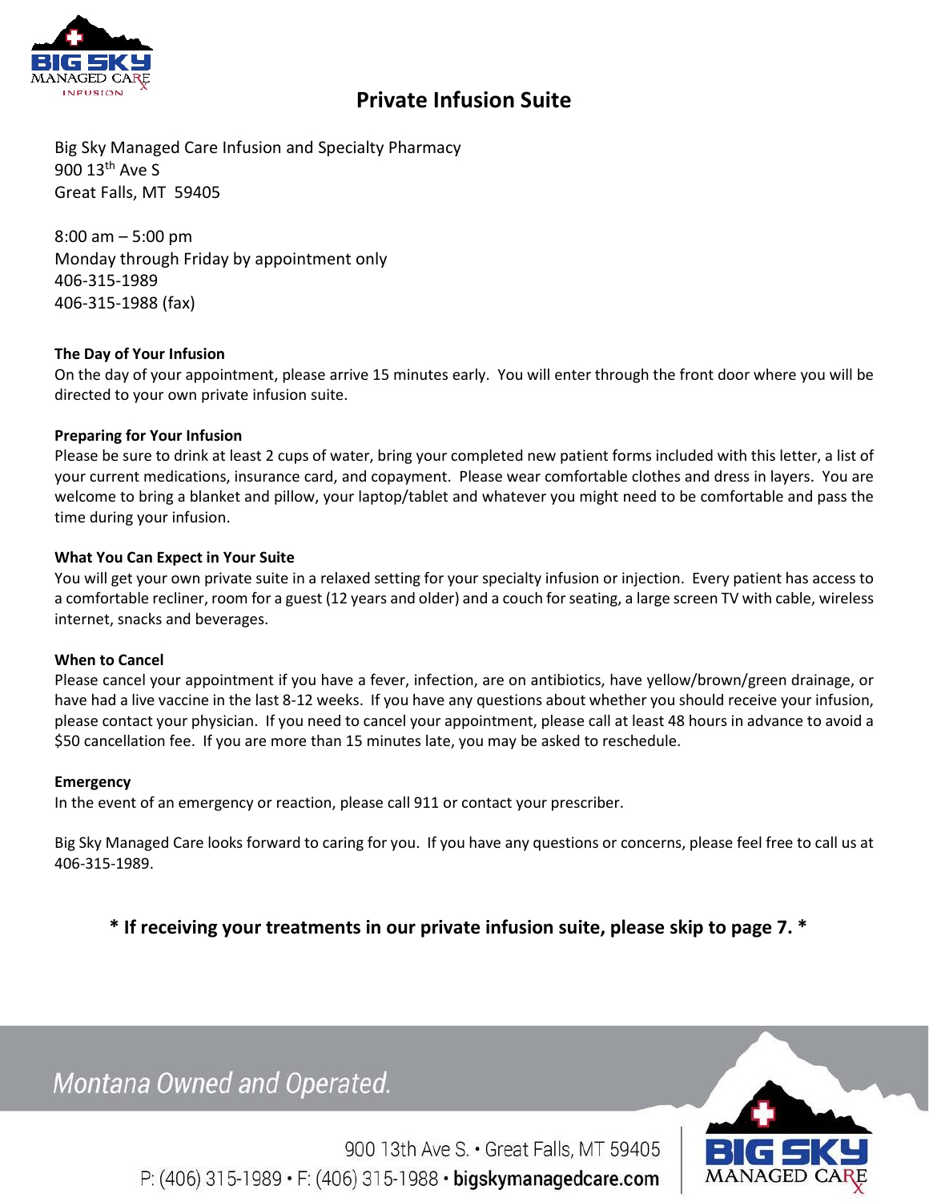# Private Infusion Suite

Big Sky Managed Care Infusion and Specialty Pharmacy
900 13th Ave S
Great Falls, MT 59405

8:00 am – 5:00 pm
Monday through Friday by appointment only
406-315-1989
406-315-1988 (fax)

**The Day of Your Infusion**

On the day of your appointment, please arrive 15 minutes early. You will enter through the front door where you will be directed to your own private infusion suite.

**Preparing for Your Infusion**

Please be sure to drink at least 2 cups of water, bring your completed new patient forms included with this letter, a list of your current medications, insurance card, and copayment. Please wear comfortable clothes and dress in layers. You are welcome to bring a blanket and pillow, your laptop/tablet and whatever you might need to be comfortable and pass the time during your infusion.

**What You Can Expect in Your Suite**

You will get your own private suite in a relaxed setting for your specialty infusion or injection. Every patient has access to a comfortable recliner, room for a guest (12 years and older) and a couch for seating, a large screen TV with cable, wireless internet, snacks and beverages.

**When to Cancel**

Please cancel your appointment if you have a fever, infection, are on antibiotics, have yellow/brown/green drainage, or have had a live vaccine in the last 8-12 weeks. If you have any questions about whether you should receive your infusion, please contact your physician. If you need to cancel your appointment, please call at least 48 hours in advance to avoid a $50 cancellation fee. If you are more than 15 minutes late, you may be asked to reschedule.

**Emergency**

In the event of an emergency or reaction, please call 911 or contact your prescriber.

Big Sky Managed Care looks forward to caring for you. If you have any questions or concerns, please feel free to call us at 406-315-1989.

**\* If receiving your treatments in our private infusion suite, please skip to page 7. \***

*Montana Owned and Operated.*

900 13th Ave S. • Great Falls, MT 59405
P: (406) 315-1989 • F: (406) 315-1988 • **bigskymanagedcare.com**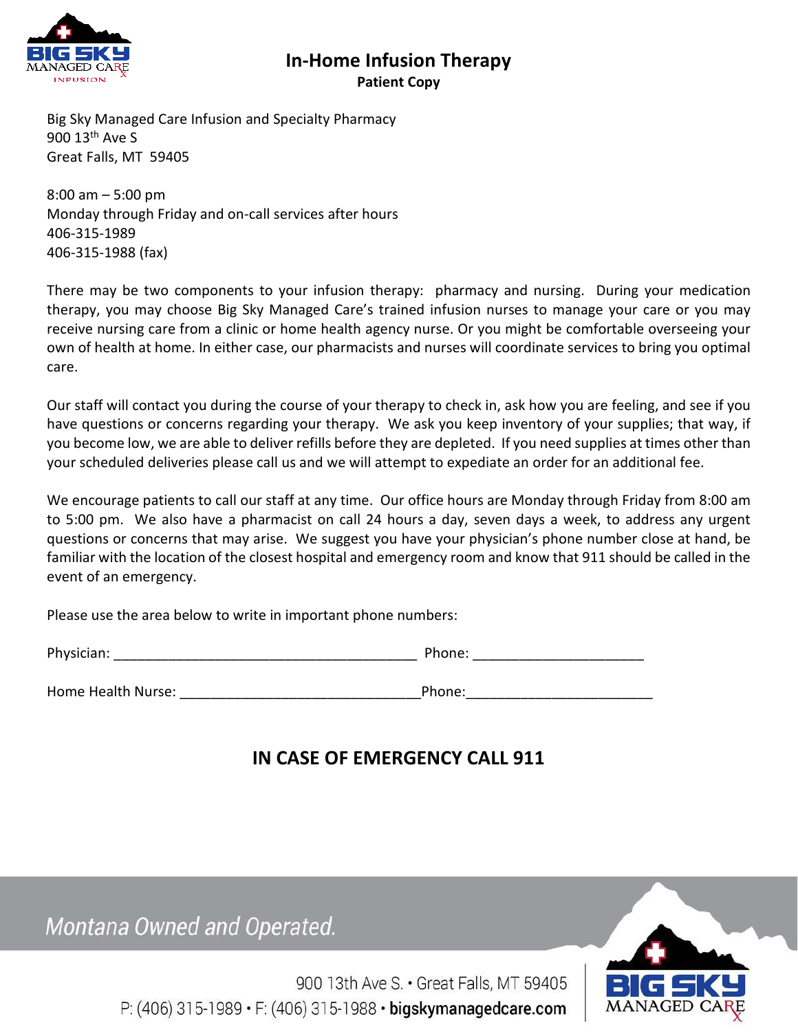# In-Home Infusion Therapy

**Patient Copy**

Big Sky Managed Care Infusion and Specialty Pharmacy
900 13th Ave S
Great Falls, MT 59405

8:00 am – 5:00 pm
Monday through Friday and on-call services after hours
406-315-1989
406-315-1988 (fax)

There may be two components to your infusion therapy: pharmacy and nursing. During your medication therapy, you may choose Big Sky Managed Care's trained infusion nurses to manage your care or you may receive nursing care from a clinic or home health agency nurse. Or you might be comfortable overseeing your own of health at home. In either case, our pharmacists and nurses will coordinate services to bring you optimal care.

Our staff will contact you during the course of your therapy to check in, ask how you are feeling, and see if you have questions or concerns regarding your therapy. We ask you keep inventory of your supplies; that way, if you become low, we are able to deliver refills before they are depleted. If you need supplies at times other than your scheduled deliveries please call us and we will attempt to expedite an order for an additional fee.

We encourage patients to call our staff at any time. Our office hours are Monday through Friday from 8:00 am to 5:00 pm. We also have a pharmacist on call 24 hours a day, seven days a week, to address any urgent questions or concerns that may arise. We suggest you have your physician's phone number close at hand, be familiar with the location of the closest hospital and emergency room and know that 911 should be called in the event of an emergency.

Please use the area below to write in important phone numbers:

Physician: ________________________________________ Phone: ______________________

Home Health Nurse: _______________________________ Phone: ________________________

## IN CASE OF EMERGENCY CALL 911

*Montana Owned and Operated.*

900 13th Ave S. • Great Falls, MT 59405
P: (406) 315-1989 • F: (406) 315-1988 • **bigskymanagedcare.com**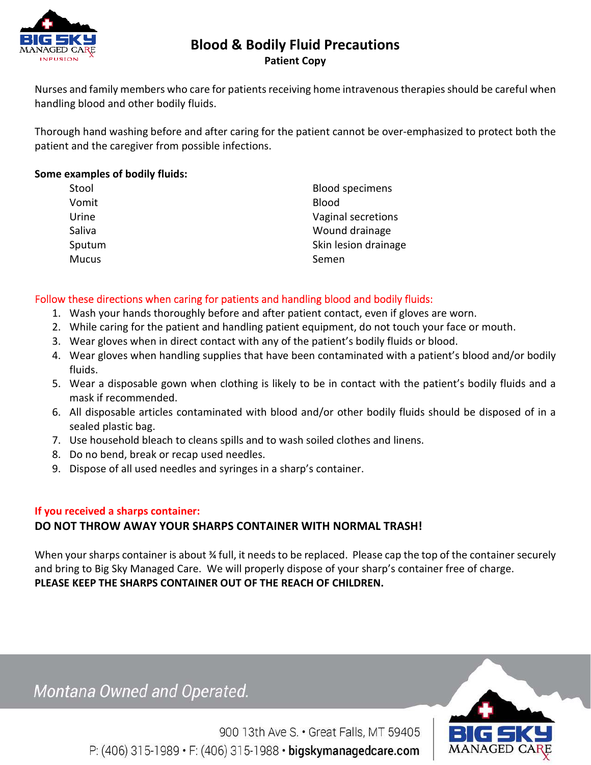# Blood & Bodily Fluid Precautions

**Patient Copy**

Nurses and family members who care for patients receiving home intravenous therapies should be careful when handling blood and other bodily fluids.

Thorough hand washing before and after caring for the patient cannot be over-emphasized to protect both the patient and the caregiver from possible infections.

**Some examples of bodily fluids:**

- Stool
- Vomit
- Urine
- Saliva
- Sputum
- Mucus
- Blood specimens
- Blood
- Vaginal secretions
- Wound drainage
- Skin lesion drainage
- Semen

Follow these directions when caring for patients and handling blood and bodily fluids:

1. Wash your hands thoroughly before and after patient contact, even if gloves are worn.
2. While caring for the patient and handling patient equipment, do not touch your face or mouth.
3. Wear gloves when in direct contact with any of the patient's bodily fluids or blood.
4. Wear gloves when handling supplies that have been contaminated with a patient's blood and/or bodily fluids.
5. Wear a disposable gown when clothing is likely to be in contact with the patient's bodily fluids and a mask if recommended.
6. All disposable articles contaminated with blood and/or other bodily fluids should be disposed of in a sealed plastic bag.
7. Use household bleach to cleans spills and to wash soiled clothes and linens.
8. Do no bend, break or recap used needles.
9. Dispose of all used needles and syringes in a sharp's container.

**If you received a sharps container:**

**DO NOT THROW AWAY YOUR SHARPS CONTAINER WITH NORMAL TRASH!**

When your sharps container is about ¾ full, it needs to be replaced. Please cap the top of the container securely and bring to Big Sky Managed Care. We will properly dispose of your sharp's container free of charge.
**PLEASE KEEP THE SHARPS CONTAINER OUT OF THE REACH OF CHILDREN.**

*Montana Owned and Operated.*

900 13th Ave S. • Great Falls, MT 59405
P: (406) 315-1989 • F: (406) 315-1988 • **bigskymanagedcare.com**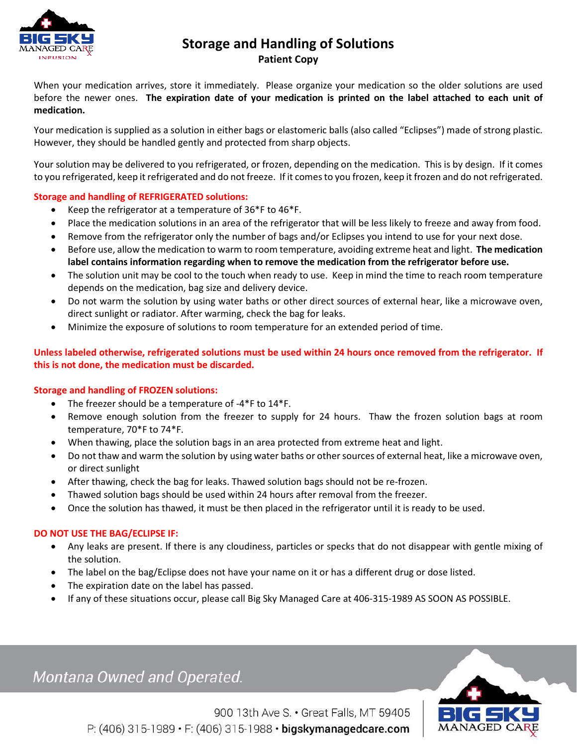# Storage and Handling of Solutions

**Patient Copy**

When your medication arrives, store it immediately. Please organize your medication so the older solutions are used before the newer ones. **The expiration date of your medication is printed on the label attached to each unit of medication.**

Your medication is supplied as a solution in either bags or elastomeric balls (also called "Eclipses") made of strong plastic. However, they should be handled gently and protected from sharp objects.

Your solution may be delivered to you refrigerated, or frozen, depending on the medication. This is by design. If it comes to you refrigerated, keep it refrigerated and do not freeze. If it comes to you frozen, keep it frozen and do not refrigerated.

**Storage and handling of REFRIGERATED solutions:**

- Keep the refrigerator at a temperature of 36*F to 46*F.
- Place the medication solutions in an area of the refrigerator that will be less likely to freeze and away from food.
- Remove from the refrigerator only the number of bags and/or Eclipses you intend to use for your next dose.
- Before use, allow the medication to warm to room temperature, avoiding extreme heat and light. **The medication label contains information regarding when to remove the medication from the refrigerator before use.**
- The solution unit may be cool to the touch when ready to use. Keep in mind the time to reach room temperature depends on the medication, bag size and delivery device.
- Do not warm the solution by using water baths or other direct sources of external hear, like a microwave oven, direct sunlight or radiator. After warming, check the bag for leaks.
- Minimize the exposure of solutions to room temperature for an extended period of time.

**Unless labeled otherwise, refrigerated solutions must be used within 24 hours once removed from the refrigerator. If this is not done, the medication must be discarded.**

**Storage and handling of FROZEN solutions:**

- The freezer should be a temperature of -4*F to 14*F.
- Remove enough solution from the freezer to supply for 24 hours. Thaw the frozen solution bags at room temperature, 70*F to 74*F.
- When thawing, place the solution bags in an area protected from extreme heat and light.
- Do not thaw and warm the solution by using water baths or other sources of external heat, like a microwave oven, or direct sunlight
- After thawing, check the bag for leaks. Thawed solution bags should not be re-frozen.
- Thawed solution bags should be used within 24 hours after removal from the freezer.
- Once the solution has thawed, it must be then placed in the refrigerator until it is ready to be used.

**DO NOT USE THE BAG/ECLIPSE IF:**

- Any leaks are present. If there is any cloudiness, particles or specks that do not disappear with gentle mixing of the solution.
- The label on the bag/Eclipse does not have your name on it or has a different drug or dose listed.
- The expiration date on the label has passed.
- If any of these situations occur, please call Big Sky Managed Care at 406-315-1989 AS SOON AS POSSIBLE.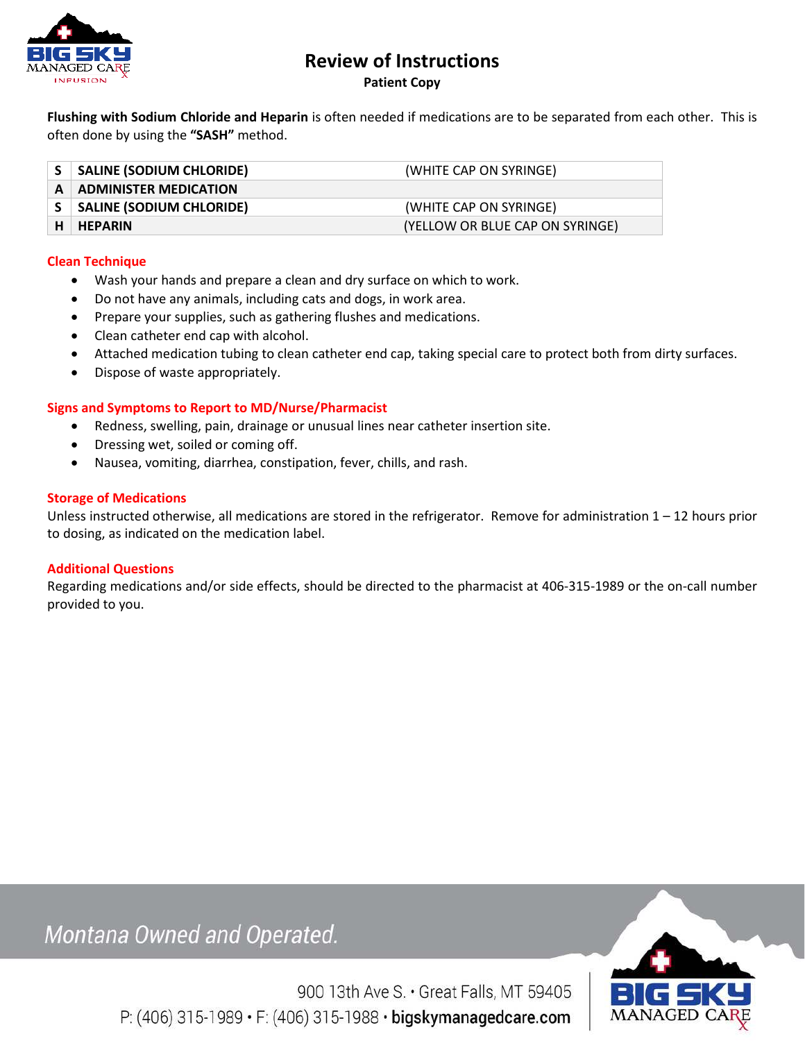# Review of Instructions

**Patient Copy**

**Flushing with Sodium Chloride and Heparin** is often needed if medications are to be separated from each other. This is often done by using the **"SASH"** method.

| | | |
|---|---|---|
| **S** | **SALINE (SODIUM CHLORIDE)** | (WHITE CAP ON SYRINGE) |
| **A** | **ADMINISTER MEDICATION** | |
| **S** | **SALINE (SODIUM CHLORIDE)** | (WHITE CAP ON SYRINGE) |
| **H** | **HEPARIN** | (YELLOW OR BLUE CAP ON SYRINGE) |

### Clean Technique

- Wash your hands and prepare a clean and dry surface on which to work.
- Do not have any animals, including cats and dogs, in work area.
- Prepare your supplies, such as gathering flushes and medications.
- Clean catheter end cap with alcohol.
- Attached medication tubing to clean catheter end cap, taking special care to protect both from dirty surfaces.
- Dispose of waste appropriately.

### Signs and Symptoms to Report to MD/Nurse/Pharmacist

- Redness, swelling, pain, drainage or unusual lines near catheter insertion site.
- Dressing wet, soiled or coming off.
- Nausea, vomiting, diarrhea, constipation, fever, chills, and rash.

### Storage of Medications

Unless instructed otherwise, all medications are stored in the refrigerator. Remove for administration 1 – 12 hours prior to dosing, as indicated on the medication label.

### Additional Questions

Regarding medications and/or side effects, should be directed to the pharmacist at 406-315-1989 or the on-call number provided to you.

*Montana Owned and Operated.*

900 13th Ave S. • Great Falls, MT 59405
P: (406) 315-1989 • F: (406) 315-1988 • **bigskymanagedcare.com**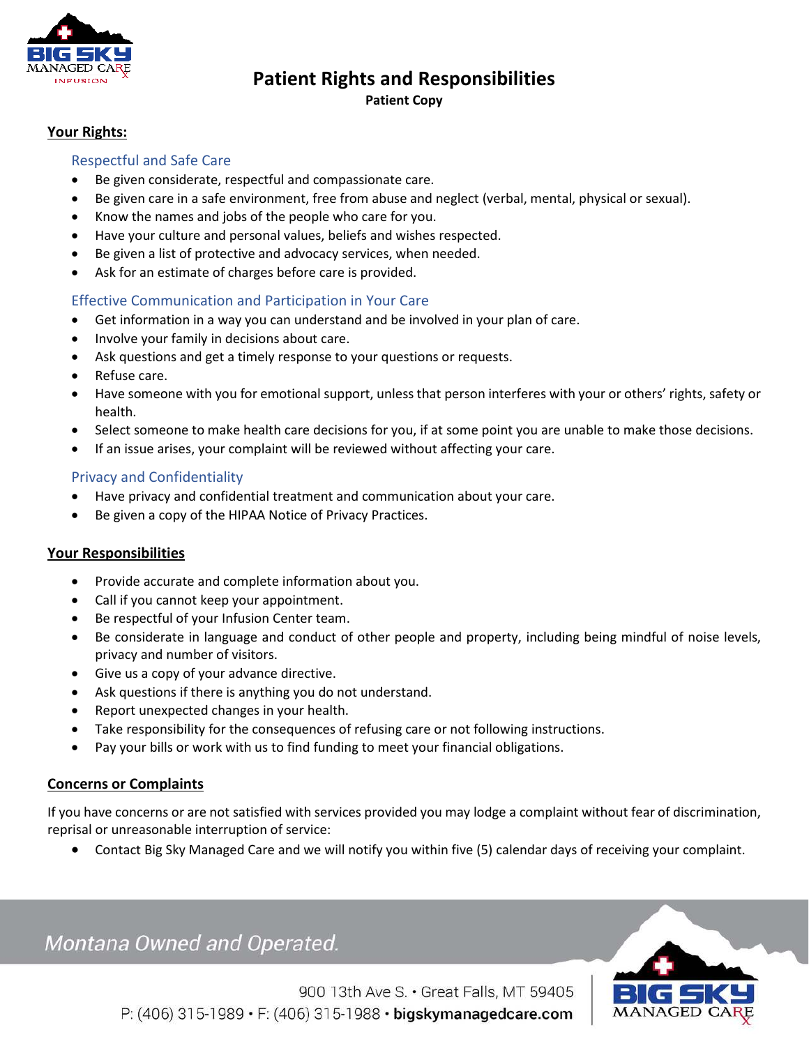# Patient Rights and Responsibilities

**Patient Copy**

## Your Rights:

### Respectful and Safe Care

- Be given considerate, respectful and compassionate care.
- Be given care in a safe environment, free from abuse and neglect (verbal, mental, physical or sexual).
- Know the names and jobs of the people who care for you.
- Have your culture and personal values, beliefs and wishes respected.
- Be given a list of protective and advocacy services, when needed.
- Ask for an estimate of charges before care is provided.

### Effective Communication and Participation in Your Care

- Get information in a way you can understand and be involved in your plan of care.
- Involve your family in decisions about care.
- Ask questions and get a timely response to your questions or requests.
- Refuse care.
- Have someone with you for emotional support, unless that person interferes with your or others' rights, safety or health.
- Select someone to make health care decisions for you, if at some point you are unable to make those decisions.
- If an issue arises, your complaint will be reviewed without affecting your care.

### Privacy and Confidentiality

- Have privacy and confidential treatment and communication about your care.
- Be given a copy of the HIPAA Notice of Privacy Practices.

## Your Responsibilities

- Provide accurate and complete information about you.
- Call if you cannot keep your appointment.
- Be respectful of your Infusion Center team.
- Be considerate in language and conduct of other people and property, including being mindful of noise levels, privacy and number of visitors.
- Give us a copy of your advance directive.
- Ask questions if there is anything you do not understand.
- Report unexpected changes in your health.
- Take responsibility for the consequences of refusing care or not following instructions.
- Pay your bills or work with us to find funding to meet your financial obligations.

## Concerns or Complaints

If you have concerns or are not satisfied with services provided you may lodge a complaint without fear of discrimination, reprisal or unreasonable interruption of service:

- Contact Big Sky Managed Care and we will notify you within five (5) calendar days of receiving your complaint.

*Montana Owned and Operated.*

900 13th Ave S. • Great Falls, MT 59405
P: (406) 315-1989 • F: (406) 315-1988 • **bigskymanagedcare.com**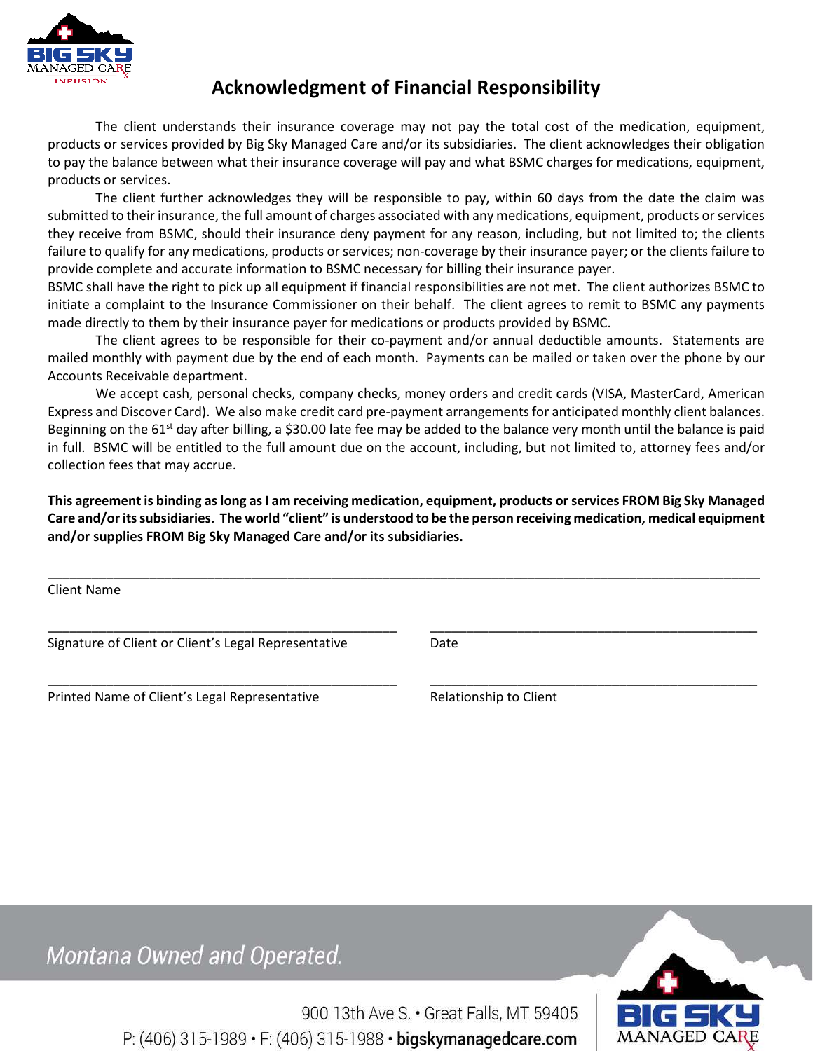# Acknowledgment of Financial Responsibility

The client understands their insurance coverage may not pay the total cost of the medication, equipment, products or services provided by Big Sky Managed Care and/or its subsidiaries. The client acknowledges their obligation to pay the balance between what their insurance coverage will pay and what BSMC charges for medications, equipment, products or services.

The client further acknowledges they will be responsible to pay, within 60 days from the date the claim was submitted to their insurance, the full amount of charges associated with any medications, equipment, products or services they receive from BSMC, should their insurance deny payment for any reason, including, but not limited to; the clients failure to qualify for any medications, products or services; non-coverage by their insurance payer; or the clients failure to provide complete and accurate information to BSMC necessary for billing their insurance payer.

BSMC shall have the right to pick up all equipment if financial responsibilities are not met. The client authorizes BSMC to initiate a complaint to the Insurance Commissioner on their behalf. The client agrees to remit to BSMC any payments made directly to them by their insurance payer for medications or products provided by BSMC.

The client agrees to be responsible for their co-payment and/or annual deductible amounts. Statements are mailed monthly with payment due by the end of each month. Payments can be mailed or taken over the phone by our Accounts Receivable department.

We accept cash, personal checks, company checks, money orders and credit cards (VISA, MasterCard, American Express and Discover Card). We also make credit card pre-payment arrangements for anticipated monthly client balances. Beginning on the 61st day after billing, a $30.00 late fee may be added to the balance very month until the balance is paid in full. BSMC will be entitled to the full amount due on the account, including, but not limited to, attorney fees and/or collection fees that may accrue.

**This agreement is binding as long as I am receiving medication, equipment, products or services FROM Big Sky Managed Care and/or its subsidiaries. The world "client" is understood to be the person receiving medication, medical equipment and/or supplies FROM Big Sky Managed Care and/or its subsidiaries.**

______________________________________________________________________________

Client Name

_______________________________________ _______________________________________

Signature of Client or Client's Legal Representative Date

_______________________________________ _______________________________________

Printed Name of Client's Legal Representative Relationship to Client

*Montana Owned and Operated.*

900 13th Ave S. • Great Falls, MT 59405
P: (406) 315-1989 • F: (406) 315-1988 • **bigskymanagedcare.com**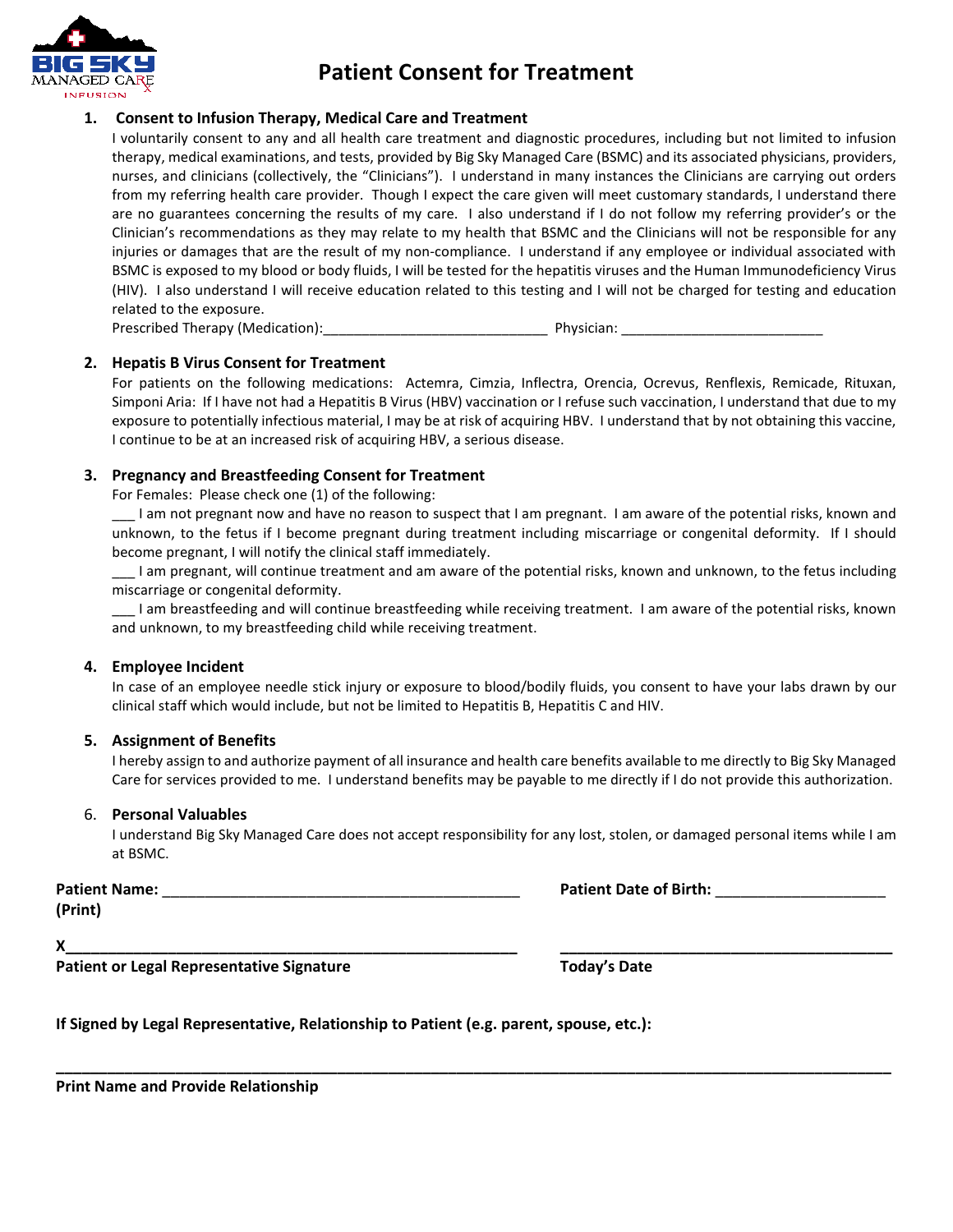# Patient Consent for Treatment

1. **Consent to Infusion Therapy, Medical Care and Treatment**

   I voluntarily consent to any and all health care treatment and diagnostic procedures, including but not limited to infusion therapy, medical examinations, and tests, provided by Big Sky Managed Care (BSMC) and its associated physicians, providers, nurses, and clinicians (collectively, the "Clinicians"). I understand in many instances the Clinicians are carrying out orders from my referring health care provider. Though I expect the care given will meet customary standards, I understand there are no guarantees concerning the results of my care. I also understand if I do not follow my referring provider's or the Clinician's recommendations as they may relate to my health that BSMC and the Clinicians will not be responsible for any injuries or damages that are the result of my non-compliance. I understand if any employee or individual associated with BSMC is exposed to my blood or body fluids, I will be tested for the hepatitis viruses and the Human Immunodeficiency Virus (HIV). I also understand I will receive education related to this testing and I will not be charged for testing and education related to the exposure.

   Prescribed Therapy (Medication):____________________________ Physician: __________________________

2. **Hepatis B Virus Consent for Treatment**

   For patients on the following medications: Actemra, Cimzia, Inflectra, Orencia, Ocrevus, Renflexis, Remicade, Rituxan, Simponi Aria: If I have not had a Hepatitis B Virus (HBV) vaccination or I refuse such vaccination, I understand that due to my exposure to potentially infectious material, I may be at risk of acquiring HBV. I understand that by not obtaining this vaccine, I continue to be at an increased risk of acquiring HBV, a serious disease.

3. **Pregnancy and Breastfeeding Consent for Treatment**

   For Females: Please check one (1) of the following:

   ___ I am not pregnant now and have no reason to suspect that I am pregnant. I am aware of the potential risks, known and unknown, to the fetus if I become pregnant during treatment including miscarriage or congenital deformity. If I should become pregnant, I will notify the clinical staff immediately.

   ___ I am pregnant, will continue treatment and am aware of the potential risks, known and unknown, to the fetus including miscarriage or congenital deformity.

   ___ I am breastfeeding and will continue breastfeeding while receiving treatment. I am aware of the potential risks, known and unknown, to my breastfeeding child while receiving treatment.

4. **Employee Incident**

   In case of an employee needle stick injury or exposure to blood/bodily fluids, you consent to have your labs drawn by our clinical staff which would include, but not be limited to Hepatitis B, Hepatitis C and HIV.

5. **Assignment of Benefits**

   I hereby assign to and authorize payment of all insurance and health care benefits available to me directly to Big Sky Managed Care for services provided to me. I understand benefits may be payable to me directly if I do not provide this authorization.

6. **Personal Valuables**

   I understand Big Sky Managed Care does not accept responsibility for any lost, stolen, or damaged personal items while I am at BSMC.

**Patient Name:** ___________________________________________ **Patient Date of Birth:** ____________________
**(Print)**

**X**_______________________________________________________ _______________________________________
**Patient or Legal Representative Signature** **Today's Date**

**If Signed by Legal Representative, Relationship to Patient (e.g. parent, spouse, etc.):**

_____________________________________________________________________________________________
**Print Name and Provide Relationship**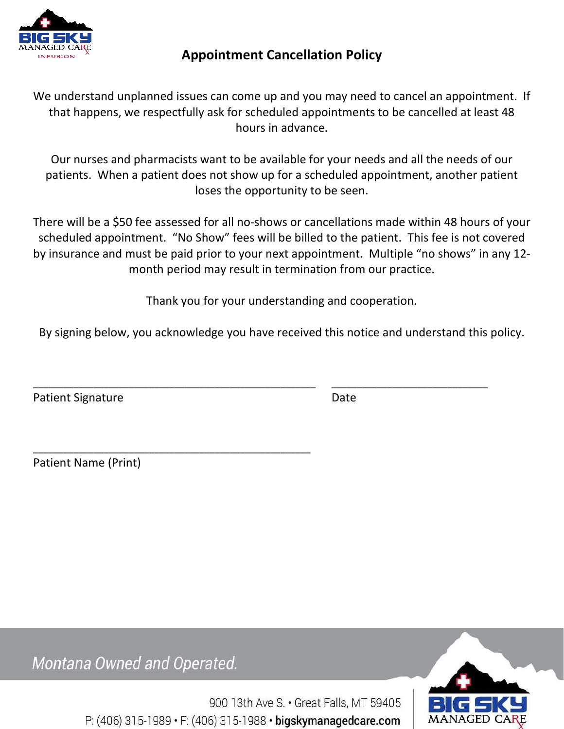# Appointment Cancellation Policy

We understand unplanned issues can come up and you may need to cancel an appointment. If that happens, we respectfully ask for scheduled appointments to be cancelled at least 48 hours in advance.

Our nurses and pharmacists want to be available for your needs and all the needs of our patients. When a patient does not show up for a scheduled appointment, another patient loses the opportunity to be seen.

There will be a $50 fee assessed for all no-shows or cancellations made within 48 hours of your scheduled appointment. "No Show" fees will be billed to the patient. This fee is not covered by insurance and must be paid prior to your next appointment. Multiple "no shows" in any 12-month period may result in termination from our practice.

Thank you for your understanding and cooperation.

By signing below, you acknowledge you have received this notice and understand this policy.

_______________________________________________ _________________________

Patient Signature Date

_______________________________________________

Patient Name (Print)

*Montana Owned and Operated.*

900 13th Ave S. • Great Falls, MT 59405

P: (406) 315-1989 • F: (406) 315-1988 • **bigskymanagedcare.com**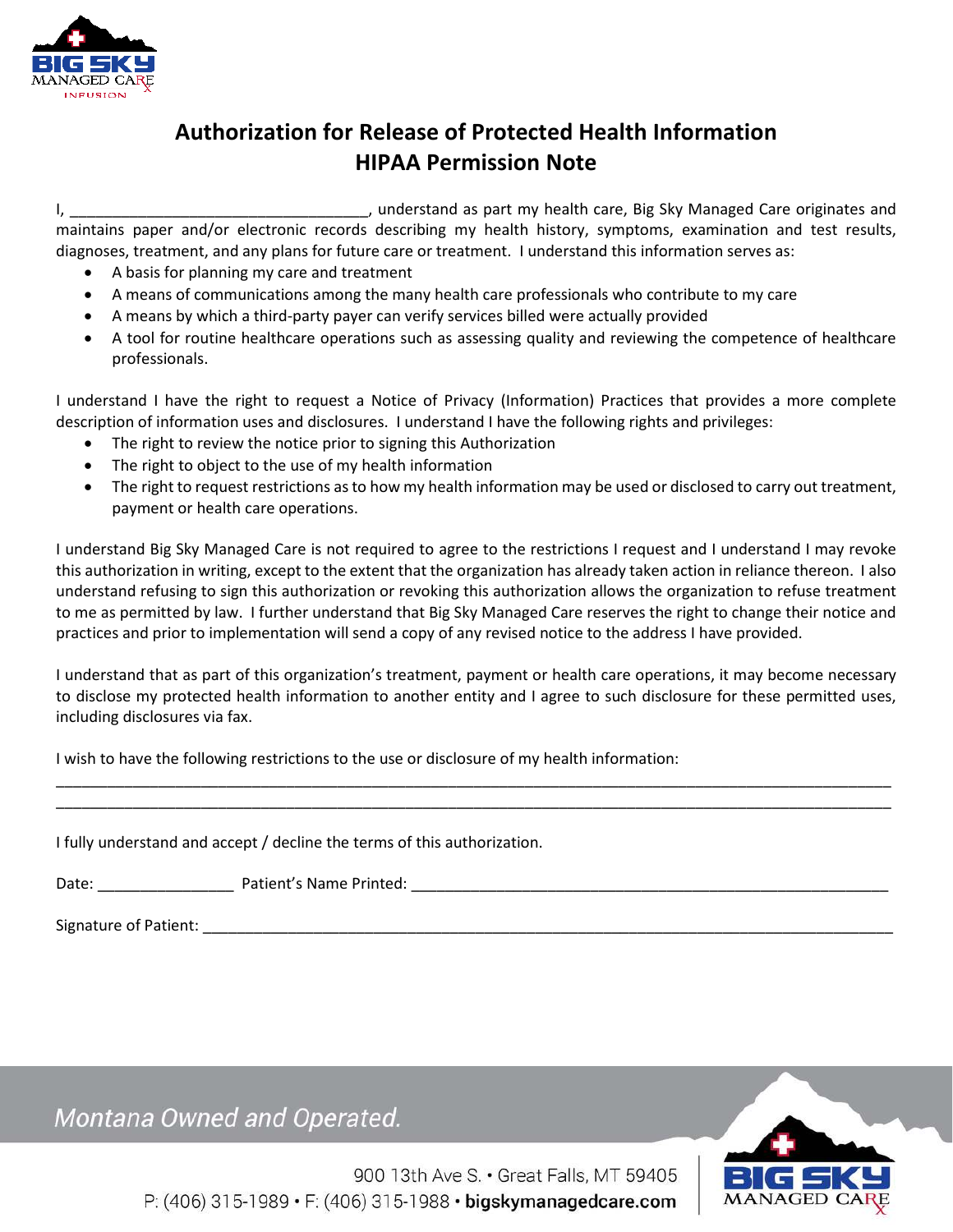# Authorization for Release of Protected Health Information
## HIPAA Permission Note

I, ___________________________________, understand as part my health care, Big Sky Managed Care originates and maintains paper and/or electronic records describing my health history, symptoms, examination and test results, diagnoses, treatment, and any plans for future care or treatment. I understand this information serves as:

- A basis for planning my care and treatment
- A means of communications among the many health care professionals who contribute to my care
- A means by which a third-party payer can verify services billed were actually provided
- A tool for routine healthcare operations such as assessing quality and reviewing the competence of healthcare professionals.

I understand I have the right to request a Notice of Privacy (Information) Practices that provides a more complete description of information uses and disclosures. I understand I have the following rights and privileges:

- The right to review the notice prior to signing this Authorization
- The right to object to the use of my health information
- The right to request restrictions as to how my health information may be used or disclosed to carry out treatment, payment or health care operations.

I understand Big Sky Managed Care is not required to agree to the restrictions I request and I understand I may revoke this authorization in writing, except to the extent that the organization has already taken action in reliance thereon. I also understand refusing to sign this authorization or revoking this authorization allows the organization to refuse treatment to me as permitted by law. I further understand that Big Sky Managed Care reserves the right to change their notice and practices and prior to implementation will send a copy of any revised notice to the address I have provided.

I understand that as part of this organization's treatment, payment or health care operations, it may become necessary to disclose my protected health information to another entity and I agree to such disclosure for these permitted uses, including disclosures via fax.

I wish to have the following restrictions to the use or disclosure of my health information:

_____________________________________________________________________________________________

_____________________________________________________________________________________________

I fully understand and accept / decline the terms of this authorization.

Date: ________________ Patient's Name Printed: ___________________________________________________________

Signature of Patient: _____________________________________________________________________________

*Montana Owned and Operated.*

900 13th Ave S. • Great Falls, MT 59405
P: (406) 315-1989 • F: (406) 315-1988 • **bigskymanagedcare.com**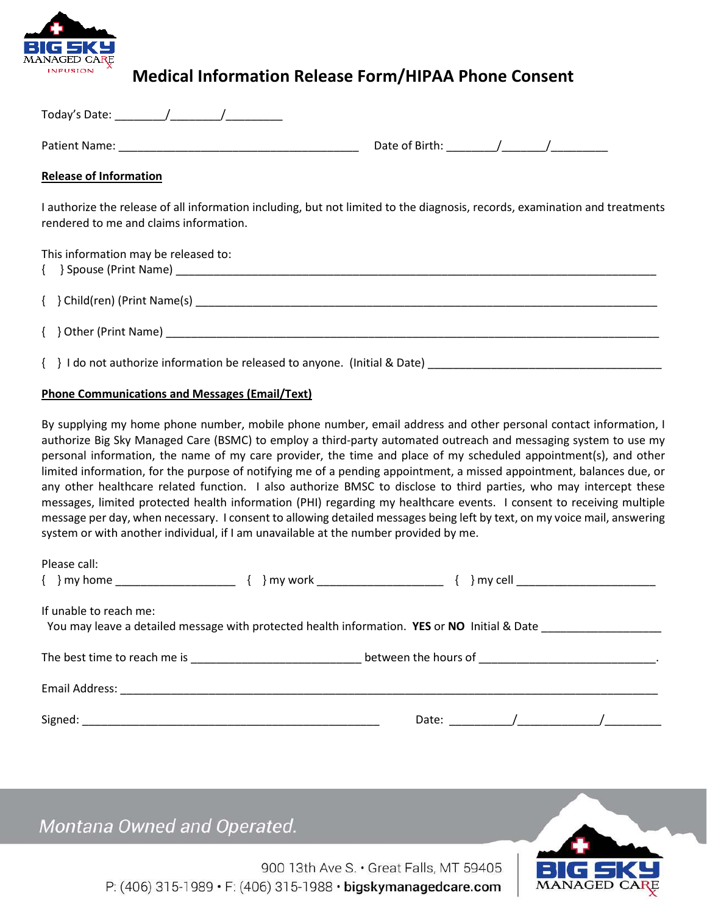# Medical Information Release Form/HIPAA Phone Consent

Today's Date: ________/________/_________

Patient Name: ______________________________________ Date of Birth: ________/_______/_________

**Release of Information**

I authorize the release of all information including, but not limited to the diagnosis, records, examination and treatments rendered to me and claims information.

This information may be released to:

{ } Spouse (Print Name) ______________________________________________________________________________

{ } Child(ren) (Print Name(s) ___________________________________________________________________________

{ } Other (Print Name) _______________________________________________________________________________

{ } I do not authorize information be released to anyone. (Initial & Date) _____________________________________

**Phone Communications and Messages (Email/Text)**

By supplying my home phone number, mobile phone number, email address and other personal contact information, I authorize Big Sky Managed Care (BSMC) to employ a third-party automated outreach and messaging system to use my personal information, the name of my care provider, the time and place of my scheduled appointment(s), and other limited information, for the purpose of notifying me of a pending appointment, a missed appointment, balances due, or any other healthcare related function. I also authorize BMSC to disclose to third parties, who may intercept these messages, limited protected health information (PHI) regarding my healthcare events. I consent to receiving multiple message per day, when necessary. I consent to allowing detailed messages being left by text, on my voice mail, answering system or with another individual, if I am unavailable at the number provided by me.

Please call:

{ } my home ___________________ { } my work ____________________ { } my cell ______________________

If unable to reach me:

You may leave a detailed message with protected health information. **YES** or **NO** Initial & Date ___________________

The best time to reach me is ___________________________ between the hours of ____________________________.

Email Address: ________________________________________________________________________________________

Signed: ______________________________________________ Date: __________/_____________/_________

*Montana Owned and Operated.*

900 13th Ave S. • Great Falls, MT 59405
P: (406) 315-1989 • F: (406) 315-1988 • **bigskymanagedcare.com**